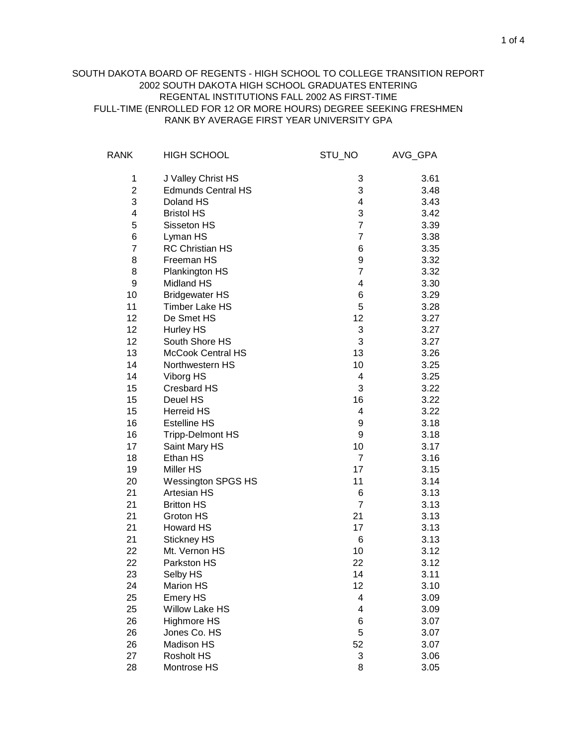SOUTH DAKOTA BOARD OF REGENTS - HIGH SCHOOL TO COLLEGE TRANSITION REPORT
2002 SOUTH DAKOTA HIGH SCHOOL GRADUATES ENTERING
REGENTAL INSTITUTIONS FALL 2002 AS FIRST-TIME
FULL-TIME (ENROLLED FOR 12 OR MORE HOURS) DEGREE SEEKING FRESHMEN
RANK BY AVERAGE FIRST YEAR UNIVERSITY GPA

| RANK | HIGH SCHOOL | STU_NO | AVG_GPA |
|---|---|---|---|
| 1 | J Valley Christ HS | 3 | 3.61 |
| 2 | Edmunds Central HS | 3 | 3.48 |
| 3 | Doland HS | 4 | 3.43 |
| 4 | Bristol HS | 3 | 3.42 |
| 5 | Sisseton HS | 7 | 3.39 |
| 6 | Lyman HS | 7 | 3.38 |
| 7 | RC Christian HS | 6 | 3.35 |
| 8 | Freeman HS | 9 | 3.32 |
| 8 | Plankington HS | 7 | 3.32 |
| 9 | Midland HS | 4 | 3.30 |
| 10 | Bridgewater HS | 6 | 3.29 |
| 11 | Timber Lake HS | 5 | 3.28 |
| 12 | De Smet HS | 12 | 3.27 |
| 12 | Hurley HS | 3 | 3.27 |
| 12 | South Shore HS | 3 | 3.27 |
| 13 | McCook Central HS | 13 | 3.26 |
| 14 | Northwestern HS | 10 | 3.25 |
| 14 | Viborg HS | 4 | 3.25 |
| 15 | Cresbard HS | 3 | 3.22 |
| 15 | Deuel HS | 16 | 3.22 |
| 15 | Herreid HS | 4 | 3.22 |
| 16 | Estelline HS | 9 | 3.18 |
| 16 | Tripp-Delmont HS | 9 | 3.18 |
| 17 | Saint Mary HS | 10 | 3.17 |
| 18 | Ethan HS | 7 | 3.16 |
| 19 | Miller HS | 17 | 3.15 |
| 20 | Wessington SPGS HS | 11 | 3.14 |
| 21 | Artesian HS | 6 | 3.13 |
| 21 | Britton HS | 7 | 3.13 |
| 21 | Groton HS | 21 | 3.13 |
| 21 | Howard HS | 17 | 3.13 |
| 21 | Stickney HS | 6 | 3.13 |
| 22 | Mt. Vernon HS | 10 | 3.12 |
| 22 | Parkston HS | 22 | 3.12 |
| 23 | Selby HS | 14 | 3.11 |
| 24 | Marion HS | 12 | 3.10 |
| 25 | Emery HS | 4 | 3.09 |
| 25 | Willow Lake HS | 4 | 3.09 |
| 26 | Highmore HS | 6 | 3.07 |
| 26 | Jones Co. HS | 5 | 3.07 |
| 26 | Madison HS | 52 | 3.07 |
| 27 | Rosholt HS | 3 | 3.06 |
| 28 | Montrose HS | 8 | 3.05 |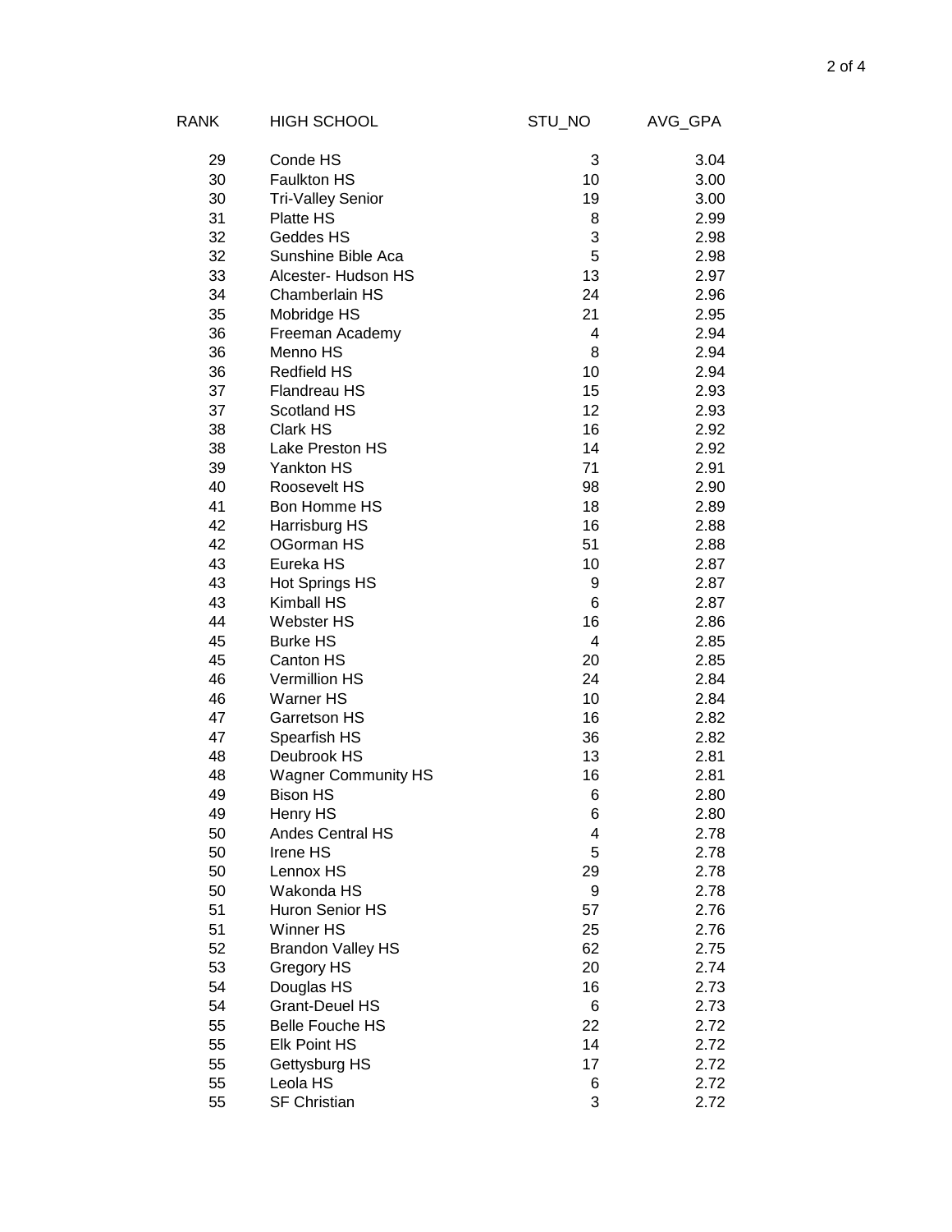| RANK | HIGH SCHOOL | STU_NO | AVG_GPA |
|---|---|---|---|
| 29 | Conde HS | 3 | 3.04 |
| 30 | Faulkton HS | 10 | 3.00 |
| 30 | Tri-Valley Senior | 19 | 3.00 |
| 31 | Platte HS | 8 | 2.99 |
| 32 | Geddes HS | 3 | 2.98 |
| 32 | Sunshine Bible Aca | 5 | 2.98 |
| 33 | Alcester- Hudson HS | 13 | 2.97 |
| 34 | Chamberlain HS | 24 | 2.96 |
| 35 | Mobridge HS | 21 | 2.95 |
| 36 | Freeman Academy | 4 | 2.94 |
| 36 | Menno HS | 8 | 2.94 |
| 36 | Redfield HS | 10 | 2.94 |
| 37 | Flandreau HS | 15 | 2.93 |
| 37 | Scotland HS | 12 | 2.93 |
| 38 | Clark HS | 16 | 2.92 |
| 38 | Lake Preston HS | 14 | 2.92 |
| 39 | Yankton HS | 71 | 2.91 |
| 40 | Roosevelt HS | 98 | 2.90 |
| 41 | Bon Homme HS | 18 | 2.89 |
| 42 | Harrisburg HS | 16 | 2.88 |
| 42 | OGorman HS | 51 | 2.88 |
| 43 | Eureka HS | 10 | 2.87 |
| 43 | Hot Springs HS | 9 | 2.87 |
| 43 | Kimball HS | 6 | 2.87 |
| 44 | Webster HS | 16 | 2.86 |
| 45 | Burke HS | 4 | 2.85 |
| 45 | Canton HS | 20 | 2.85 |
| 46 | Vermillion HS | 24 | 2.84 |
| 46 | Warner HS | 10 | 2.84 |
| 47 | Garretson HS | 16 | 2.82 |
| 47 | Spearfish HS | 36 | 2.82 |
| 48 | Deubrook HS | 13 | 2.81 |
| 48 | Wagner Community HS | 16 | 2.81 |
| 49 | Bison HS | 6 | 2.80 |
| 49 | Henry HS | 6 | 2.80 |
| 50 | Andes Central HS | 4 | 2.78 |
| 50 | Irene HS | 5 | 2.78 |
| 50 | Lennox HS | 29 | 2.78 |
| 50 | Wakonda HS | 9 | 2.78 |
| 51 | Huron Senior HS | 57 | 2.76 |
| 51 | Winner HS | 25 | 2.76 |
| 52 | Brandon Valley HS | 62 | 2.75 |
| 53 | Gregory HS | 20 | 2.74 |
| 54 | Douglas HS | 16 | 2.73 |
| 54 | Grant-Deuel HS | 6 | 2.73 |
| 55 | Belle Fouche HS | 22 | 2.72 |
| 55 | Elk Point HS | 14 | 2.72 |
| 55 | Gettysburg HS | 17 | 2.72 |
| 55 | Leola HS | 6 | 2.72 |
| 55 | SF Christian | 3 | 2.72 |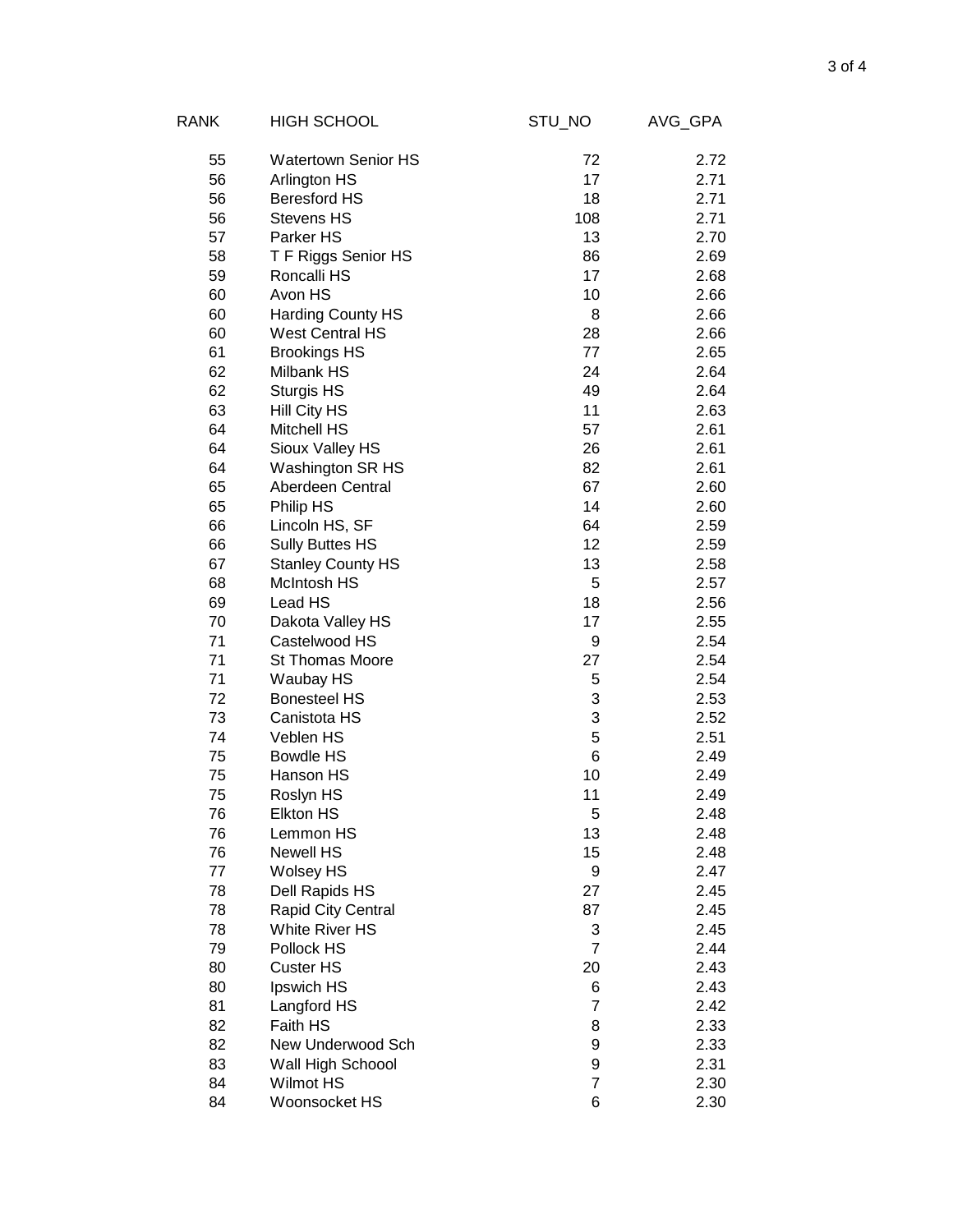| RANK | HIGH SCHOOL | STU_NO | AVG_GPA |
|---|---|---|---|
| 55 | Watertown Senior HS | 72 | 2.72 |
| 56 | Arlington HS | 17 | 2.71 |
| 56 | Beresford HS | 18 | 2.71 |
| 56 | Stevens HS | 108 | 2.71 |
| 57 | Parker HS | 13 | 2.70 |
| 58 | T F Riggs Senior HS | 86 | 2.69 |
| 59 | Roncalli HS | 17 | 2.68 |
| 60 | Avon HS | 10 | 2.66 |
| 60 | Harding County HS | 8 | 2.66 |
| 60 | West Central HS | 28 | 2.66 |
| 61 | Brookings HS | 77 | 2.65 |
| 62 | Milbank HS | 24 | 2.64 |
| 62 | Sturgis HS | 49 | 2.64 |
| 63 | Hill City HS | 11 | 2.63 |
| 64 | Mitchell HS | 57 | 2.61 |
| 64 | Sioux Valley HS | 26 | 2.61 |
| 64 | Washington SR HS | 82 | 2.61 |
| 65 | Aberdeen Central | 67 | 2.60 |
| 65 | Philip HS | 14 | 2.60 |
| 66 | Lincoln HS, SF | 64 | 2.59 |
| 66 | Sully Buttes HS | 12 | 2.59 |
| 67 | Stanley County HS | 13 | 2.58 |
| 68 | McIntosh HS | 5 | 2.57 |
| 69 | Lead HS | 18 | 2.56 |
| 70 | Dakota Valley HS | 17 | 2.55 |
| 71 | Castelwood HS | 9 | 2.54 |
| 71 | St Thomas Moore | 27 | 2.54 |
| 71 | Waubay HS | 5 | 2.54 |
| 72 | Bonesteel HS | 3 | 2.53 |
| 73 | Canistota HS | 3 | 2.52 |
| 74 | Veblen HS | 5 | 2.51 |
| 75 | Bowdle HS | 6 | 2.49 |
| 75 | Hanson HS | 10 | 2.49 |
| 75 | Roslyn HS | 11 | 2.49 |
| 76 | Elkton HS | 5 | 2.48 |
| 76 | Lemmon HS | 13 | 2.48 |
| 76 | Newell HS | 15 | 2.48 |
| 77 | Wolsey HS | 9 | 2.47 |
| 78 | Dell Rapids HS | 27 | 2.45 |
| 78 | Rapid City Central | 87 | 2.45 |
| 78 | White River HS | 3 | 2.45 |
| 79 | Pollock HS | 7 | 2.44 |
| 80 | Custer HS | 20 | 2.43 |
| 80 | Ipswich HS | 6 | 2.43 |
| 81 | Langford HS | 7 | 2.42 |
| 82 | Faith HS | 8 | 2.33 |
| 82 | New Underwood Sch | 9 | 2.33 |
| 83 | Wall High Schoool | 9 | 2.31 |
| 84 | Wilmot HS | 7 | 2.30 |
| 84 | Woonsocket HS | 6 | 2.30 |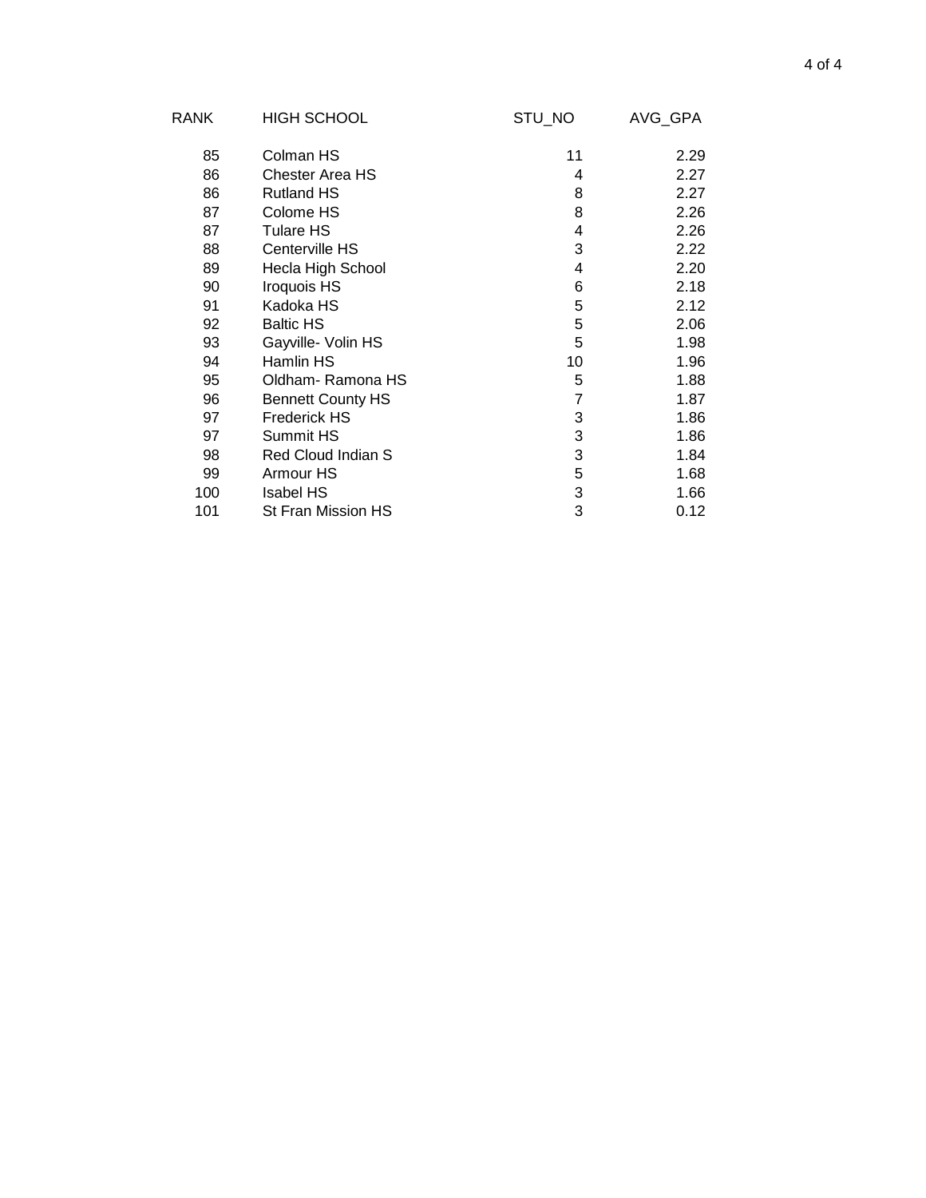| RANK | HIGH SCHOOL | STU_NO | AVG_GPA |
| --- | --- | --- | --- |
| 85 | Colman HS | 11 | 2.29 |
| 86 | Chester Area HS | 4 | 2.27 |
| 86 | Rutland HS | 8 | 2.27 |
| 87 | Colome HS | 8 | 2.26 |
| 87 | Tulare HS | 4 | 2.26 |
| 88 | Centerville HS | 3 | 2.22 |
| 89 | Hecla High School | 4 | 2.20 |
| 90 | Iroquois HS | 6 | 2.18 |
| 91 | Kadoka HS | 5 | 2.12 |
| 92 | Baltic HS | 5 | 2.06 |
| 93 | Gayville- Volin HS | 5 | 1.98 |
| 94 | Hamlin HS | 10 | 1.96 |
| 95 | Oldham- Ramona HS | 5 | 1.88 |
| 96 | Bennett County HS | 7 | 1.87 |
| 97 | Frederick HS | 3 | 1.86 |
| 97 | Summit HS | 3 | 1.86 |
| 98 | Red Cloud Indian S | 3 | 1.84 |
| 99 | Armour HS | 5 | 1.68 |
| 100 | Isabel HS | 3 | 1.66 |
| 101 | St Fran Mission HS | 3 | 0.12 |